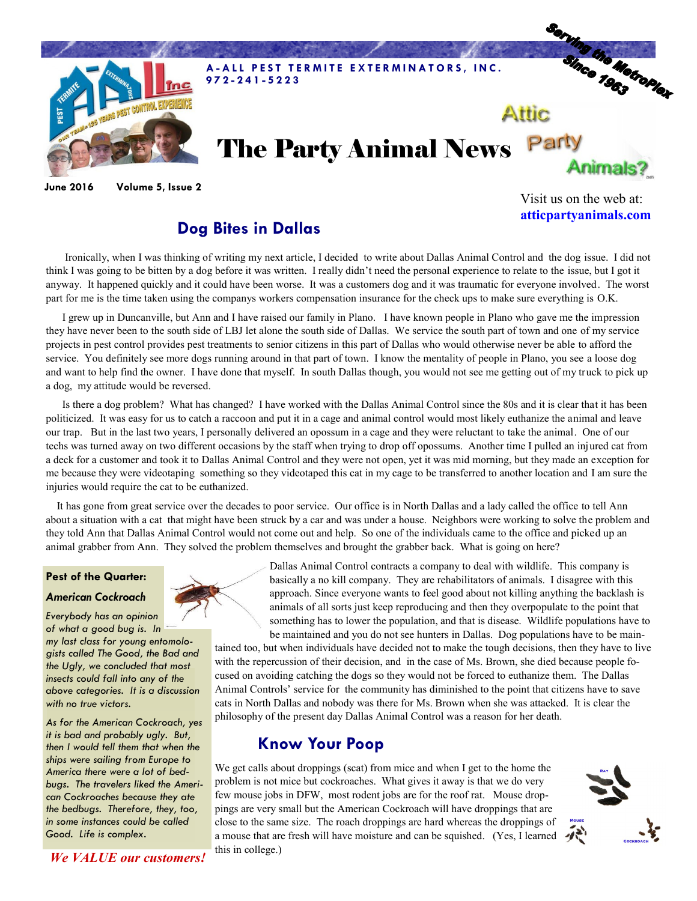A-ALL PEST TERMITE EXTERMINATORS, INC.
972-241-5223

Serving the MetroPlex Since 1963

# The Party Animal News

June 2016 Volume 5, Issue 2

Visit us on the web at: **atticpartyanimals.com**

## Dog Bites in Dallas

Ironically, when I was thinking of writing my next article, I decided to write about Dallas Animal Control and the dog issue. I did not think I was going to be bitten by a dog before it was written. I really didn't need the personal experience to relate to the issue, but I got it anyway. It happened quickly and it could have been worse. It was a customers dog and it was traumatic for everyone involved. The worst part for me is the time taken using the companys workers compensation insurance for the check ups to make sure everything is O.K.

I grew up in Duncanville, but Ann and I have raised our family in Plano. I have known people in Plano who gave me the impression they have never been to the south side of LBJ let alone the south side of Dallas. We service the south part of town and one of my service projects in pest control provides pest treatments to senior citizens in this part of Dallas who would otherwise never be able to afford the service. You definitely see more dogs running around in that part of town. I know the mentality of people in Plano, you see a loose dog and want to help find the owner. I have done that myself. In south Dallas though, you would not see me getting out of my truck to pick up a dog, my attitude would be reversed.

Is there a dog problem? What has changed? I have worked with the Dallas Animal Control since the 80s and it is clear that it has been politicized. It was easy for us to catch a raccoon and put it in a cage and animal control would most likely euthanize the animal and leave our trap. But in the last two years, I personally delivered an opossum in a cage and they were reluctant to take the animal. One of our techs was turned away on two different occasions by the staff when trying to drop off opossums. Another time I pulled an injured cat from a deck for a customer and took it to Dallas Animal Control and they were not open, yet it was mid morning, but they made an exception for me because they were videotaping something so they videotaped this cat in my cage to be transferred to another location and I am sure the injuries would require the cat to be euthanized.

It has gone from great service over the decades to poor service. Our office is in North Dallas and a lady called the office to tell Ann about a situation with a cat that might have been struck by a car and was under a house. Neighbors were working to solve the problem and they told Ann that Dallas Animal Control would not come out and help. So one of the individuals came to the office and picked up an animal grabber from Ann. They solved the problem themselves and brought the grabber back. What is going on here?

Dallas Animal Control contracts a company to deal with wildlife. This company is basically a no kill company. They are rehabilitators of animals. I disagree with this approach. Since everyone wants to feel good about not killing anything the backlash is animals of all sorts just keep reproducing and then they overpopulate to the point that something has to lower the population, and that is disease. Wildlife populations have to be maintained and you do not see hunters in Dallas. Dog populations have to be maintained too, but when individuals have decided not to make the tough decisions, then they have to live with the repercussion of their decision, and in the case of Ms. Brown, she died because people focused on avoiding catching the dogs so they would not be forced to euthanize them. The Dallas Animal Controls' service for the community has diminished to the point that citizens have to save cats in North Dallas and nobody was there for Ms. Brown when she was attacked. It is clear the philosophy of the present day Dallas Animal Control was a reason for her death.

### Pest of the Quarter:

***American Cockroach***

*Everybody has an opinion of what a good bug is. In my last class for young entomologists called The Good, the Bad and the Ugly, we concluded that most insects could fall into any of the above categories. It is a discussion with no true victors.*

*As for the American Cockroach, yes it is bad and probably ugly. But, then I would tell them that when the ships were sailing from Europe to America there were a lot of bedbugs. The travelers liked the American Cockroaches because they ate the bedbugs. Therefore, they, too, in some instances could be called Good. Life is complex.*

## Know Your Poop

We get calls about droppings (scat) from mice and when I get to the home the problem is not mice but cockroaches. What gives it away is that we do very few mouse jobs in DFW, most rodent jobs are for the roof rat. Mouse droppings are very small but the American Cockroach will have droppings that are close to the same size. The roach droppings are hard whereas the droppings of a mouse that are fresh will have moisture and can be squished. (Yes, I learned this in college.)

Rat

Mouse

Cockroach

*We VALUE our customers!*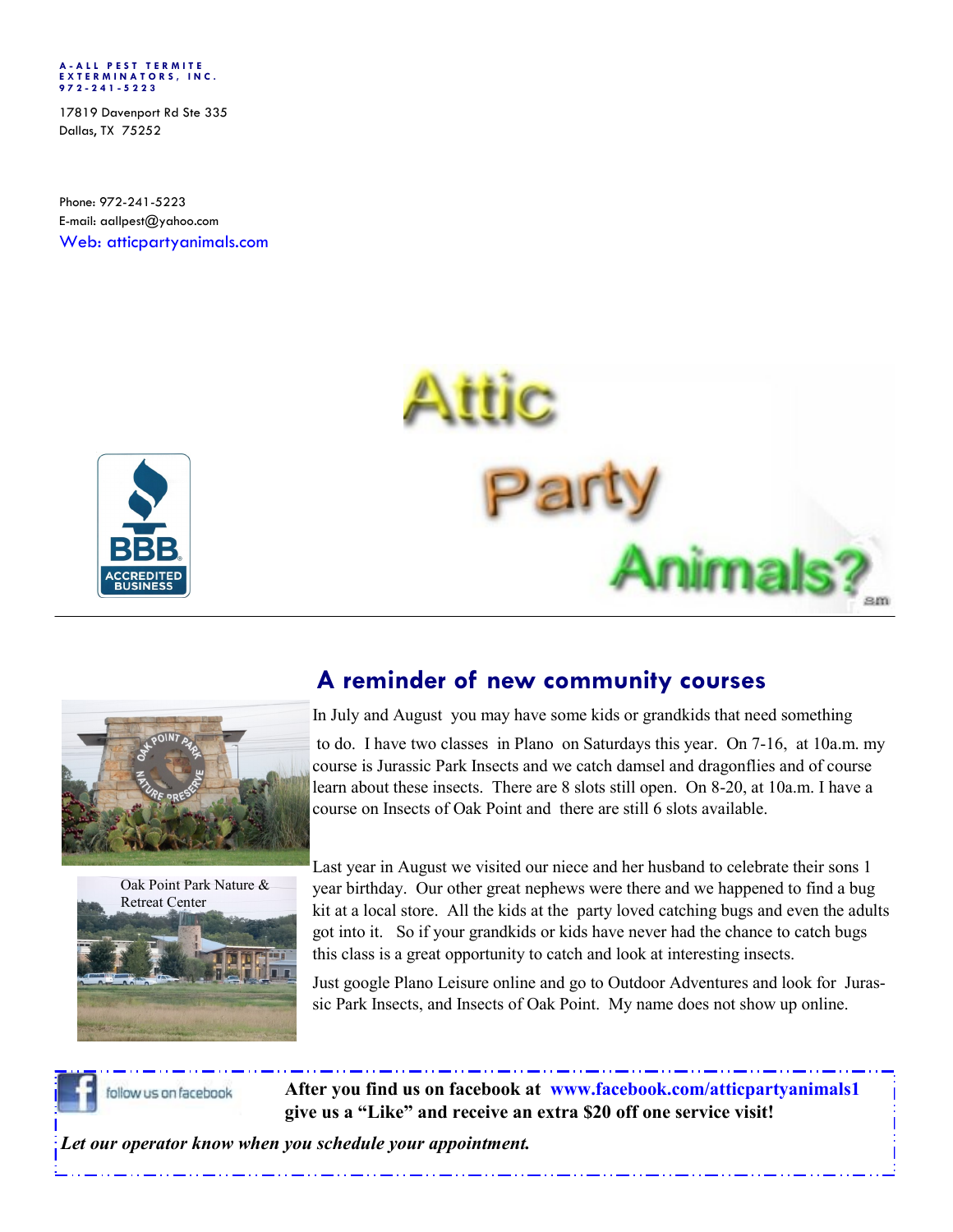A-ALL PEST TERMITE EXTERMINATORS, INC.
972-241-5223

17819 Davenport Rd Ste 335
Dallas, TX 75252

Phone: 972-241-5223
E-mail: aallpest@yahoo.com
Web: atticpartyanimals.com

Attic Party Animals?

## A reminder of new community courses

Oak Point Park Nature & Retreat Center

In July and August you may have some kids or grandkids that need something to do. I have two classes in Plano on Saturdays this year. On 7-16, at 10a.m. my course is Jurassic Park Insects and we catch damsel and dragonflies and of course learn about these insects. There are 8 slots still open. On 8-20, at 10a.m. I have a course on Insects of Oak Point and there are still 6 slots available.

Last year in August we visited our niece and her husband to celebrate their sons 1 year birthday. Our other great nephews were there and we happened to find a bug kit at a local store. All the kids at the party loved catching bugs and even the adults got into it. So if your grandkids or kids have never had the chance to catch bugs this class is a great opportunity to catch and look at interesting insects.

Just google Plano Leisure online and go to Outdoor Adventures and look for Jurassic Park Insects, and Insects of Oak Point. My name does not show up online.

follow us on facebook

**After you find us on facebook at www.facebook.com/atticpartyanimals1 give us a "Like" and receive an extra $20 off one service visit!**

***Let our operator know when you schedule your appointment.***